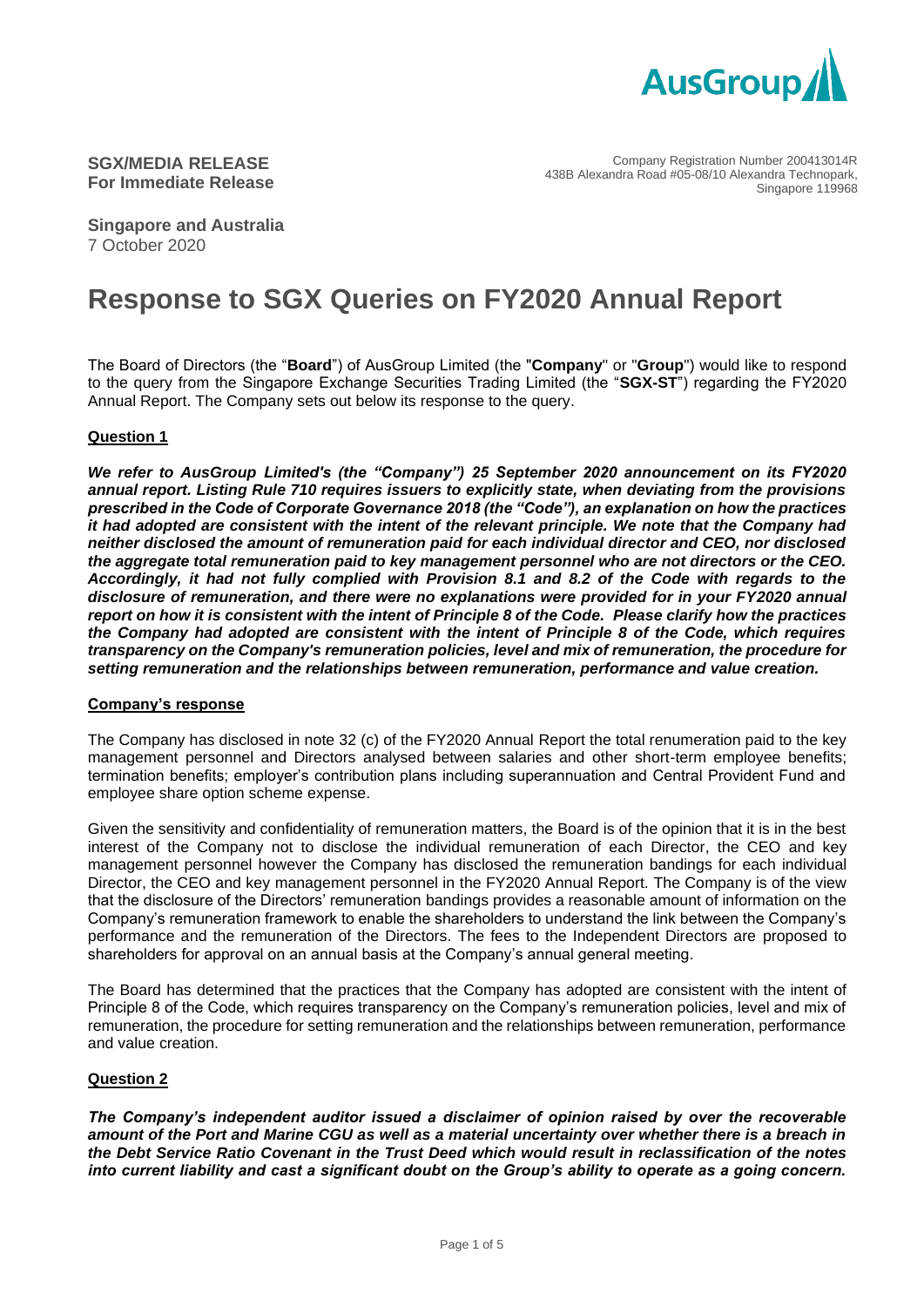**SGX/MEDIA RELEASE**
**For Immediate Release**

Company Registration Number 200413014R
438B Alexandra Road #05-08/10 Alexandra Technopark,
Singapore 119968

**Singapore and Australia**
7 October 2020

# Response to SGX Queries on FY2020 Annual Report

The Board of Directors (the "**Board**") of AusGroup Limited (the "**Company**" or "**Group**") would like to respond to the query from the Singapore Exchange Securities Trading Limited (the "**SGX-ST**") regarding the FY2020 Annual Report. The Company sets out below its response to the query.

## Question 1

***We refer to AusGroup Limited's (the "Company") 25 September 2020 announcement on its FY2020 annual report. Listing Rule 710 requires issuers to explicitly state, when deviating from the provisions prescribed in the Code of Corporate Governance 2018 (the "Code"), an explanation on how the practices it had adopted are consistent with the intent of the relevant principle. We note that the Company had neither disclosed the amount of remuneration paid for each individual director and CEO, nor disclosed the aggregate total remuneration paid to key management personnel who are not directors or the CEO. Accordingly, it had not fully complied with Provision 8.1 and 8.2 of the Code with regards to the disclosure of remuneration, and there were no explanations were provided for in your FY2020 annual report on how it is consistent with the intent of Principle 8 of the Code. Please clarify how the practices the Company had adopted are consistent with the intent of Principle 8 of the Code, which requires transparency on the Company's remuneration policies, level and mix of remuneration, the procedure for setting remuneration and the relationships between remuneration, performance and value creation.***

## Company's response

The Company has disclosed in note 32 (c) of the FY2020 Annual Report the total renumeration paid to the key management personnel and Directors analysed between salaries and other short-term employee benefits; termination benefits; employer's contribution plans including superannuation and Central Provident Fund and employee share option scheme expense.

Given the sensitivity and confidentiality of remuneration matters, the Board is of the opinion that it is in the best interest of the Company not to disclose the individual remuneration of each Director, the CEO and key management personnel however the Company has disclosed the remuneration bandings for each individual Director, the CEO and key management personnel in the FY2020 Annual Report. The Company is of the view that the disclosure of the Directors' remuneration bandings provides a reasonable amount of information on the Company's remuneration framework to enable the shareholders to understand the link between the Company's performance and the remuneration of the Directors. The fees to the Independent Directors are proposed to shareholders for approval on an annual basis at the Company's annual general meeting.

The Board has determined that the practices that the Company has adopted are consistent with the intent of Principle 8 of the Code, which requires transparency on the Company's remuneration policies, level and mix of remuneration, the procedure for setting remuneration and the relationships between remuneration, performance and value creation.

## Question 2

***The Company's independent auditor issued a disclaimer of opinion raised by over the recoverable amount of the Port and Marine CGU as well as a material uncertainty over whether there is a breach in the Debt Service Ratio Covenant in the Trust Deed which would result in reclassification of the notes into current liability and cast a significant doubt on the Group's ability to operate as a going concern.***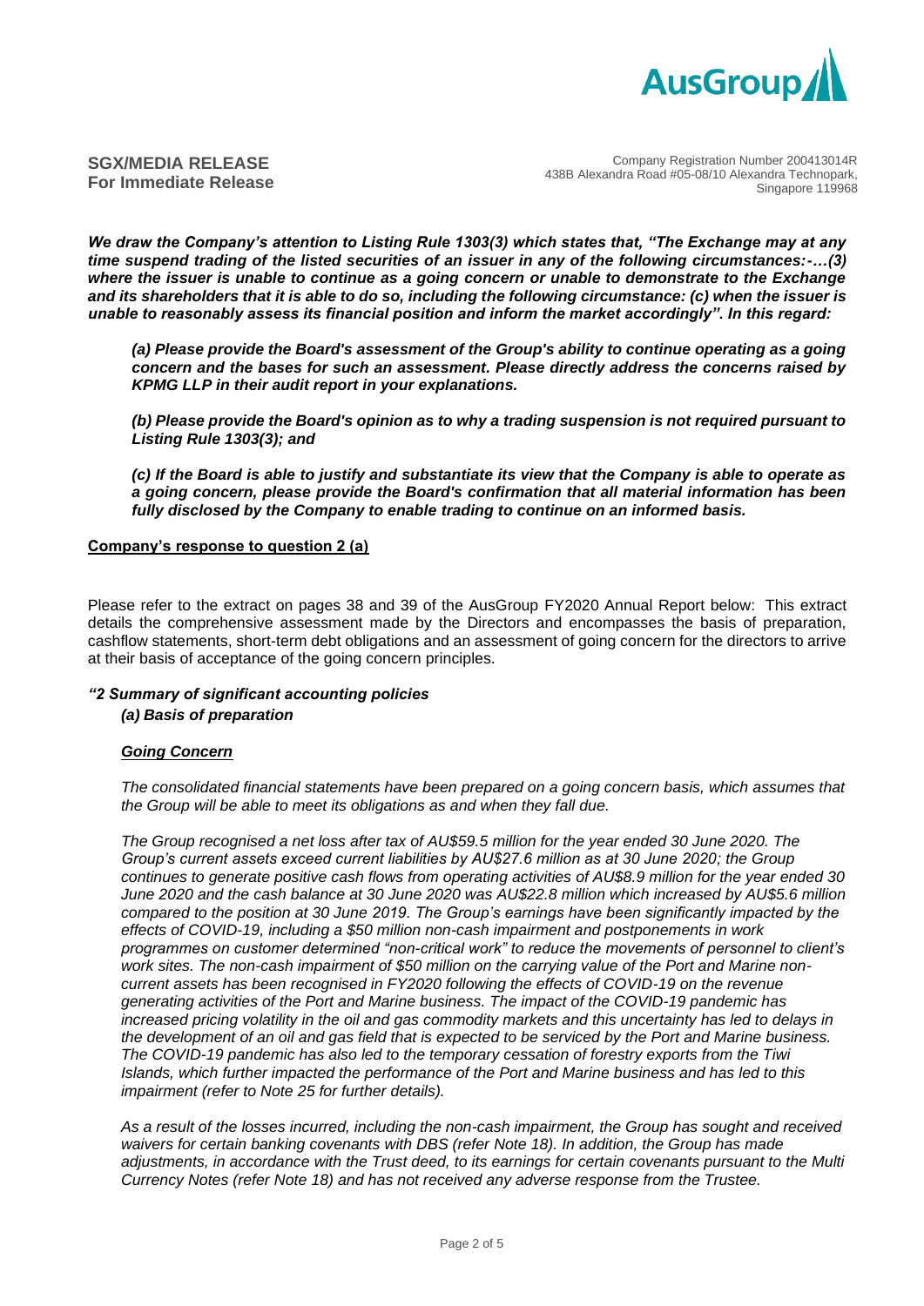**SGX/MEDIA RELEASE**
**For Immediate Release**

Company Registration Number 200413014R
438B Alexandra Road #05-08/10 Alexandra Technopark,
Singapore 119968

***We draw the Company's attention to Listing Rule 1303(3) which states that, "The Exchange may at any time suspend trading of the listed securities of an issuer in any of the following circumstances:-…(3) where the issuer is unable to continue as a going concern or unable to demonstrate to the Exchange and its shareholders that it is able to do so, including the following circumstance: (c) when the issuer is unable to reasonably assess its financial position and inform the market accordingly". In this regard:***

> ***(a) Please provide the Board's assessment of the Group's ability to continue operating as a going concern and the bases for such an assessment. Please directly address the concerns raised by KPMG LLP in their audit report in your explanations.***
>
> ***(b) Please provide the Board's opinion as to why a trading suspension is not required pursuant to Listing Rule 1303(3); and***
>
> ***(c) If the Board is able to justify and substantiate its view that the Company is able to operate as a going concern, please provide the Board's confirmation that all material information has been fully disclosed by the Company to enable trading to continue on an informed basis.***

**<u>Company's response to question 2 (a)</u>**

Please refer to the extract on pages 38 and 39 of the AusGroup FY2020 Annual Report below: This extract details the comprehensive assessment made by the Directors and encompasses the basis of preparation, cashflow statements, short-term debt obligations and an assessment of going concern for the directors to arrive at their basis of acceptance of the going concern principles.

***"2 Summary of significant accounting policies***

***(a) Basis of preparation***

***<u>Going Concern</u>***

*The consolidated financial statements have been prepared on a going concern basis, which assumes that the Group will be able to meet its obligations as and when they fall due.*

*The Group recognised a net loss after tax of AU$59.5 million for the year ended 30 June 2020. The Group's current assets exceed current liabilities by AU$27.6 million as at 30 June 2020; the Group continues to generate positive cash flows from operating activities of AU$8.9 million for the year ended 30 June 2020 and the cash balance at 30 June 2020 was AU$22.8 million which increased by AU$5.6 million compared to the position at 30 June 2019. The Group's earnings have been significantly impacted by the effects of COVID-19, including a $50 million non-cash impairment and postponements in work programmes on customer determined "non-critical work" to reduce the movements of personnel to client's work sites. The non-cash impairment of $50 million on the carrying value of the Port and Marine non-current assets has been recognised in FY2020 following the effects of COVID-19 on the revenue generating activities of the Port and Marine business. The impact of the COVID-19 pandemic has increased pricing volatility in the oil and gas commodity markets and this uncertainty has led to delays in the development of an oil and gas field that is expected to be serviced by the Port and Marine business. The COVID-19 pandemic has also led to the temporary cessation of forestry exports from the Tiwi Islands, which further impacted the performance of the Port and Marine business and has led to this impairment (refer to Note 25 for further details).*

*As a result of the losses incurred, including the non-cash impairment, the Group has sought and received waivers for certain banking covenants with DBS (refer Note 18). In addition, the Group has made adjustments, in accordance with the Trust deed, to its earnings for certain covenants pursuant to the Multi Currency Notes (refer Note 18) and has not received any adverse response from the Trustee.*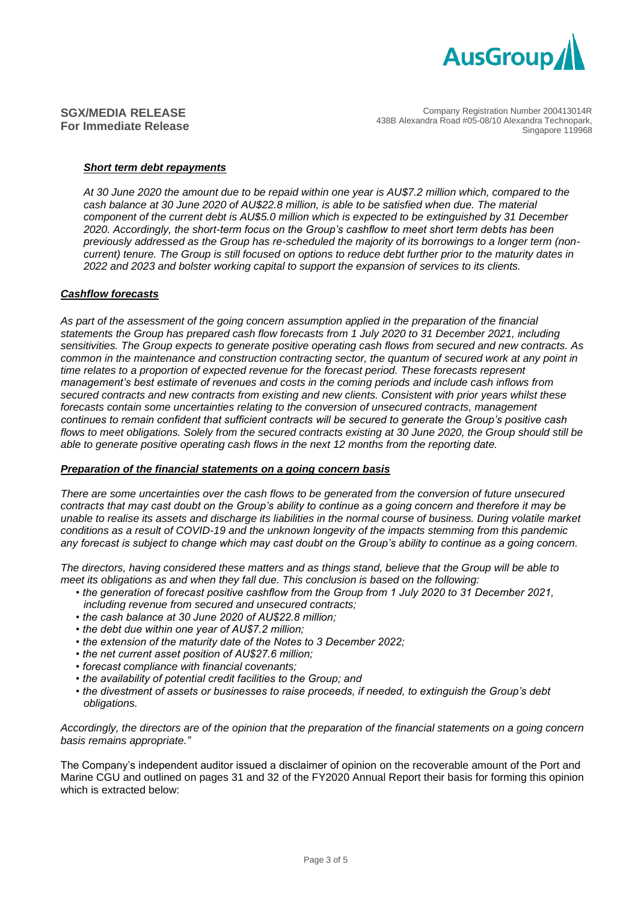**SGX/MEDIA RELEASE**
**For Immediate Release**

Company Registration Number 200413014R
438B Alexandra Road #05-08/10 Alexandra Technopark,
Singapore 119968

***Short term debt repayments***

*At 30 June 2020 the amount due to be repaid within one year is AU$7.2 million which, compared to the cash balance at 30 June 2020 of AU$22.8 million, is able to be satisfied when due. The material component of the current debt is AU$5.0 million which is expected to be extinguished by 31 December 2020. Accordingly, the short-term focus on the Group's cashflow to meet short term debts has been previously addressed as the Group has re-scheduled the majority of its borrowings to a longer term (non-current) tenure. The Group is still focused on options to reduce debt further prior to the maturity dates in 2022 and 2023 and bolster working capital to support the expansion of services to its clients.*

***Cashflow forecasts***

*As part of the assessment of the going concern assumption applied in the preparation of the financial statements the Group has prepared cash flow forecasts from 1 July 2020 to 31 December 2021, including sensitivities. The Group expects to generate positive operating cash flows from secured and new contracts. As common in the maintenance and construction contracting sector, the quantum of secured work at any point in time relates to a proportion of expected revenue for the forecast period. These forecasts represent management's best estimate of revenues and costs in the coming periods and include cash inflows from secured contracts and new contracts from existing and new clients. Consistent with prior years whilst these forecasts contain some uncertainties relating to the conversion of unsecured contracts, management continues to remain confident that sufficient contracts will be secured to generate the Group's positive cash flows to meet obligations. Solely from the secured contracts existing at 30 June 2020, the Group should still be able to generate positive operating cash flows in the next 12 months from the reporting date.*

***Preparation of the financial statements on a going concern basis***

*There are some uncertainties over the cash flows to be generated from the conversion of future unsecured contracts that may cast doubt on the Group's ability to continue as a going concern and therefore it may be unable to realise its assets and discharge its liabilities in the normal course of business. During volatile market conditions as a result of COVID-19 and the unknown longevity of the impacts stemming from this pandemic any forecast is subject to change which may cast doubt on the Group's ability to continue as a going concern.*

*The directors, having considered these matters and as things stand, believe that the Group will be able to meet its obligations as and when they fall due. This conclusion is based on the following:*

- *the generation of forecast positive cashflow from the Group from 1 July 2020 to 31 December 2021, including revenue from secured and unsecured contracts;*
- *the cash balance at 30 June 2020 of AU$22.8 million;*
- *the debt due within one year of AU$7.2 million;*
- *the extension of the maturity date of the Notes to 3 December 2022;*
- *the net current asset position of AU$27.6 million;*
- *forecast compliance with financial covenants;*
- *the availability of potential credit facilities to the Group; and*
- *the divestment of assets or businesses to raise proceeds, if needed, to extinguish the Group's debt obligations.*

*Accordingly, the directors are of the opinion that the preparation of the financial statements on a going concern basis remains appropriate."*

The Company's independent auditor issued a disclaimer of opinion on the recoverable amount of the Port and Marine CGU and outlined on pages 31 and 32 of the FY2020 Annual Report their basis for forming this opinion which is extracted below: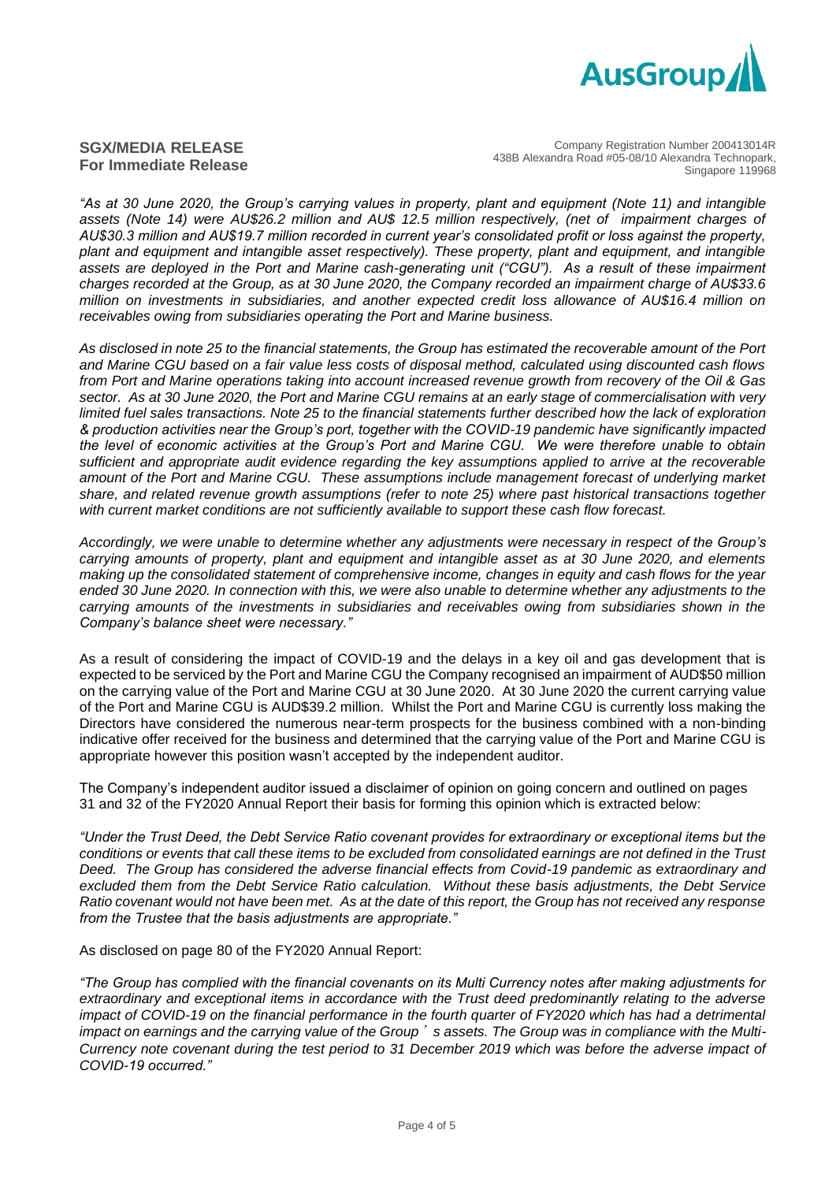**SGX/MEDIA RELEASE**
**For Immediate Release**

Company Registration Number 200413014R
438B Alexandra Road #05-08/10 Alexandra Technopark,
Singapore 119968

*"As at 30 June 2020, the Group's carrying values in property, plant and equipment (Note 11) and intangible assets (Note 14) were AU$26.2 million and AU$ 12.5 million respectively, (net of impairment charges of AU$30.3 million and AU$19.7 million recorded in current year's consolidated profit or loss against the property, plant and equipment and intangible asset respectively). These property, plant and equipment, and intangible assets are deployed in the Port and Marine cash-generating unit ("CGU"). As a result of these impairment charges recorded at the Group, as at 30 June 2020, the Company recorded an impairment charge of AU$33.6 million on investments in subsidiaries, and another expected credit loss allowance of AU$16.4 million on receivables owing from subsidiaries operating the Port and Marine business.*

*As disclosed in note 25 to the financial statements, the Group has estimated the recoverable amount of the Port and Marine CGU based on a fair value less costs of disposal method, calculated using discounted cash flows from Port and Marine operations taking into account increased revenue growth from recovery of the Oil & Gas sector. As at 30 June 2020, the Port and Marine CGU remains at an early stage of commercialisation with very limited fuel sales transactions. Note 25 to the financial statements further described how the lack of exploration & production activities near the Group's port, together with the COVID-19 pandemic have significantly impacted the level of economic activities at the Group's Port and Marine CGU. We were therefore unable to obtain sufficient and appropriate audit evidence regarding the key assumptions applied to arrive at the recoverable amount of the Port and Marine CGU. These assumptions include management forecast of underlying market share, and related revenue growth assumptions (refer to note 25) where past historical transactions together with current market conditions are not sufficiently available to support these cash flow forecast.*

*Accordingly, we were unable to determine whether any adjustments were necessary in respect of the Group's carrying amounts of property, plant and equipment and intangible asset as at 30 June 2020, and elements making up the consolidated statement of comprehensive income, changes in equity and cash flows for the year ended 30 June 2020. In connection with this, we were also unable to determine whether any adjustments to the carrying amounts of the investments in subsidiaries and receivables owing from subsidiaries shown in the Company's balance sheet were necessary."*

As a result of considering the impact of COVID-19 and the delays in a key oil and gas development that is expected to be serviced by the Port and Marine CGU the Company recognised an impairment of AUD$50 million on the carrying value of the Port and Marine CGU at 30 June 2020. At 30 June 2020 the current carrying value of the Port and Marine CGU is AUD$39.2 million. Whilst the Port and Marine CGU is currently loss making the Directors have considered the numerous near-term prospects for the business combined with a non-binding indicative offer received for the business and determined that the carrying value of the Port and Marine CGU is appropriate however this position wasn't accepted by the independent auditor.

The Company's independent auditor issued a disclaimer of opinion on going concern and outlined on pages 31 and 32 of the FY2020 Annual Report their basis for forming this opinion which is extracted below:

*"Under the Trust Deed, the Debt Service Ratio covenant provides for extraordinary or exceptional items but the conditions or events that call these items to be excluded from consolidated earnings are not defined in the Trust Deed. The Group has considered the adverse financial effects from Covid-19 pandemic as extraordinary and excluded them from the Debt Service Ratio calculation. Without these basis adjustments, the Debt Service Ratio covenant would not have been met. As at the date of this report, the Group has not received any response from the Trustee that the basis adjustments are appropriate."*

As disclosed on page 80 of the FY2020 Annual Report:

*"The Group has complied with the financial covenants on its Multi Currency notes after making adjustments for extraordinary and exceptional items in accordance with the Trust deed predominantly relating to the adverse impact of COVID-19 on the financial performance in the fourth quarter of FY2020 which has had a detrimental impact on earnings and the carrying value of the Group's assets. The Group was in compliance with the Multi-Currency note covenant during the test period to 31 December 2019 which was before the adverse impact of COVID-19 occurred."*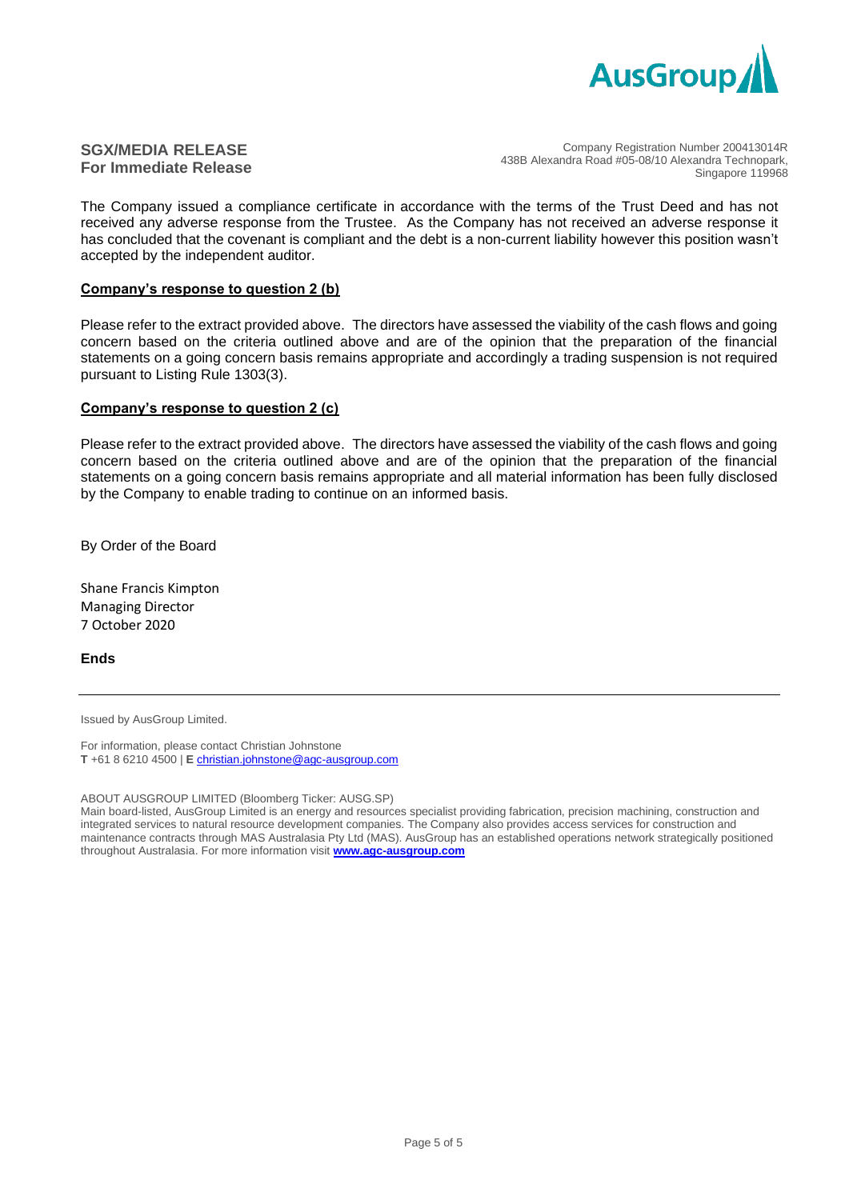**SGX/MEDIA RELEASE**
**For Immediate Release**

Company Registration Number 200413014R
438B Alexandra Road #05-08/10 Alexandra Technopark,
Singapore 119968

The Company issued a compliance certificate in accordance with the terms of the Trust Deed and has not received any adverse response from the Trustee. As the Company has not received an adverse response it has concluded that the covenant is compliant and the debt is a non-current liability however this position wasn't accepted by the independent auditor.

**Company's response to question 2 (b)**

Please refer to the extract provided above. The directors have assessed the viability of the cash flows and going concern based on the criteria outlined above and are of the opinion that the preparation of the financial statements on a going concern basis remains appropriate and accordingly a trading suspension is not required pursuant to Listing Rule 1303(3).

**Company's response to question 2 (c)**

Please refer to the extract provided above. The directors have assessed the viability of the cash flows and going concern based on the criteria outlined above and are of the opinion that the preparation of the financial statements on a going concern basis remains appropriate and all material information has been fully disclosed by the Company to enable trading to continue on an informed basis.

By Order of the Board

Shane Francis Kimpton
Managing Director
7 October 2020

**Ends**

---

Issued by AusGroup Limited.

For information, please contact Christian Johnstone
**T** +61 8 6210 4500 | **E** christian.johnstone@agc-ausgroup.com

ABOUT AUSGROUP LIMITED (Bloomberg Ticker: AUSG.SP)
Main board-listed, AusGroup Limited is an energy and resources specialist providing fabrication, precision machining, construction and integrated services to natural resource development companies. The Company also provides access services for construction and maintenance contracts through MAS Australasia Pty Ltd (MAS). AusGroup has an established operations network strategically positioned throughout Australasia. For more information visit **www.agc-ausgroup.com**